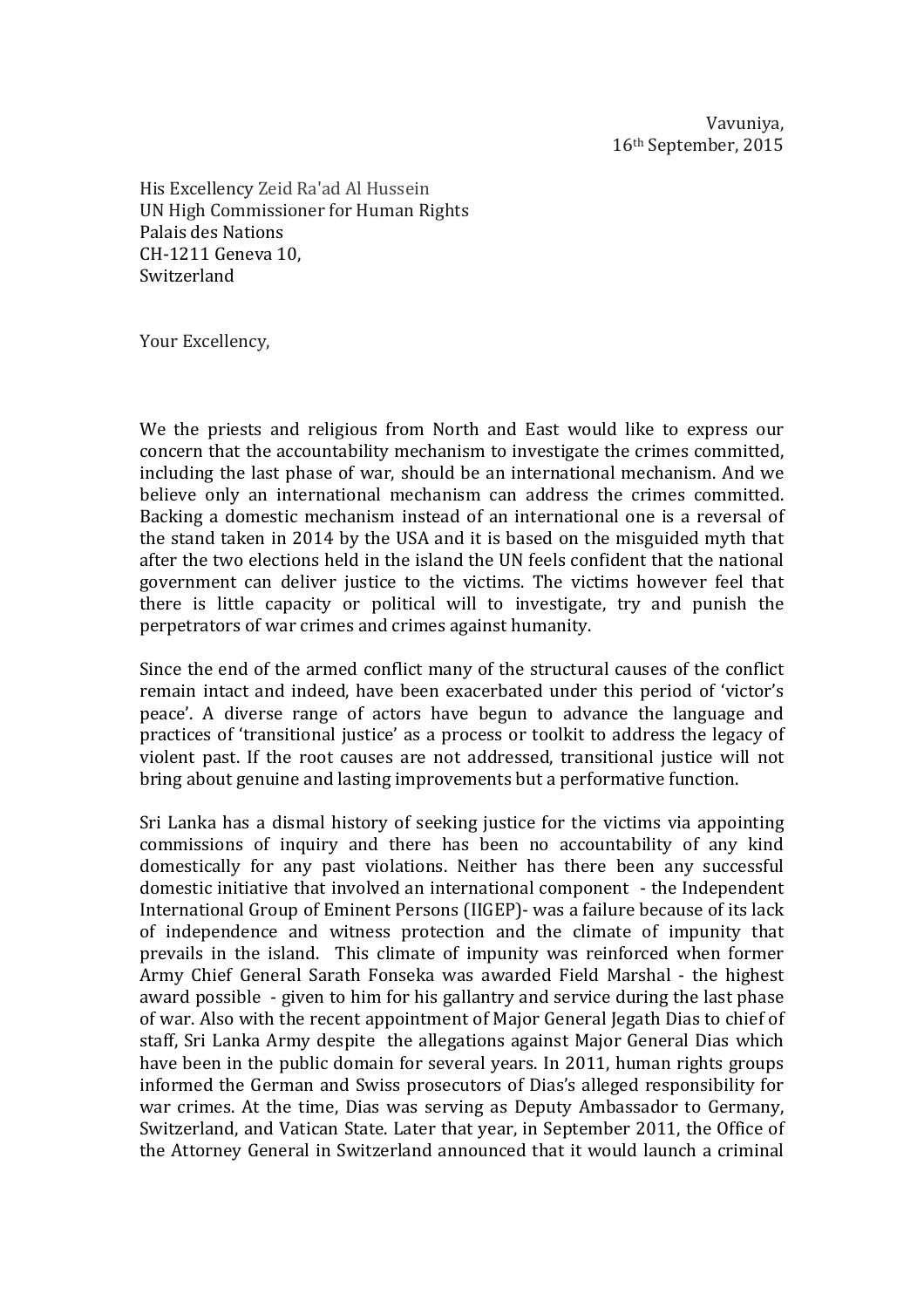Vavuniya,
16th September, 2015

His Excellency Zeid Ra'ad Al Hussein
UN High Commissioner for Human Rights
Palais des Nations
CH-1211 Geneva 10,
Switzerland

Your Excellency,

We the priests and religious from North and East would like to express our concern that the accountability mechanism to investigate the crimes committed, including the last phase of war, should be an international mechanism. And we believe only an international mechanism can address the crimes committed. Backing a domestic mechanism instead of an international one is a reversal of the stand taken in 2014 by the USA and it is based on the misguided myth that after the two elections held in the island the UN feels confident that the national government can deliver justice to the victims. The victims however feel that there is little capacity or political will to investigate, try and punish the perpetrators of war crimes and crimes against humanity.

Since the end of the armed conflict many of the structural causes of the conflict remain intact and indeed, have been exacerbated under this period of 'victor's peace'. A diverse range of actors have begun to advance the language and practices of 'transitional justice' as a process or toolkit to address the legacy of violent past. If the root causes are not addressed, transitional justice will not bring about genuine and lasting improvements but a performative function.

Sri Lanka has a dismal history of seeking justice for the victims via appointing commissions of inquiry and there has been no accountability of any kind domestically for any past violations. Neither has there been any successful domestic initiative that involved an international component - the Independent International Group of Eminent Persons (IIGEP)- was a failure because of its lack of independence and witness protection and the climate of impunity that prevails in the island. This climate of impunity was reinforced when former Army Chief General Sarath Fonseka was awarded Field Marshal - the highest award possible - given to him for his gallantry and service during the last phase of war. Also with the recent appointment of Major General Jegath Dias to chief of staff, Sri Lanka Army despite the allegations against Major General Dias which have been in the public domain for several years. In 2011, human rights groups informed the German and Swiss prosecutors of Dias's alleged responsibility for war crimes. At the time, Dias was serving as Deputy Ambassador to Germany, Switzerland, and Vatican State. Later that year, in September 2011, the Office of the Attorney General in Switzerland announced that it would launch a criminal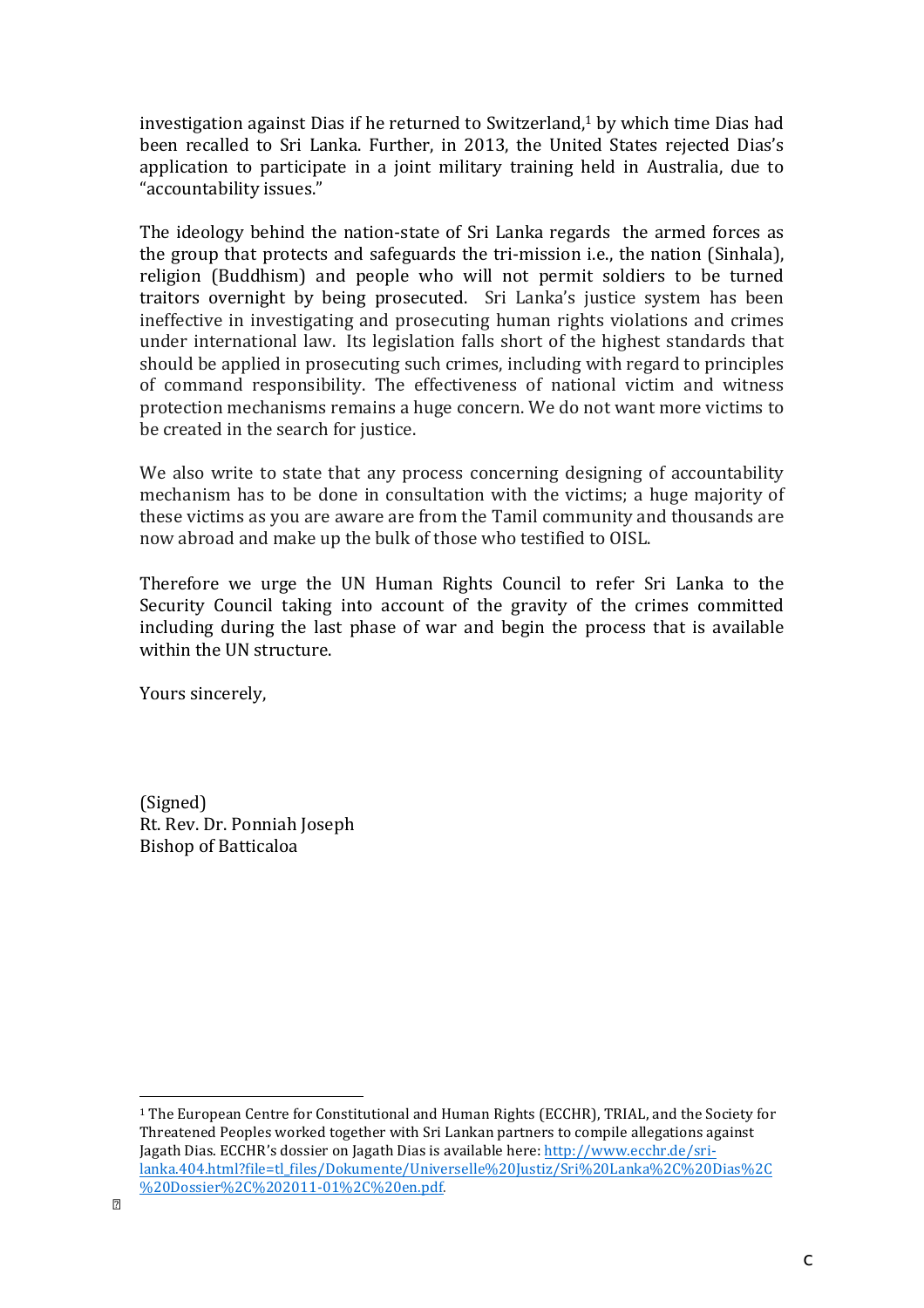investigation against Dias if he returned to Switzerland,[1] by which time Dias had been recalled to Sri Lanka. Further, in 2013, the United States rejected Dias's application to participate in a joint military training held in Australia, due to "accountability issues."

The ideology behind the nation-state of Sri Lanka regards the armed forces as the group that protects and safeguards the tri-mission i.e., the nation (Sinhala), religion (Buddhism) and people who will not permit soldiers to be turned traitors overnight by being prosecuted. Sri Lanka's justice system has been ineffective in investigating and prosecuting human rights violations and crimes under international law. Its legislation falls short of the highest standards that should be applied in prosecuting such crimes, including with regard to principles of command responsibility. The effectiveness of national victim and witness protection mechanisms remains a huge concern. We do not want more victims to be created in the search for justice.

We also write to state that any process concerning designing of accountability mechanism has to be done in consultation with the victims; a huge majority of these victims as you are aware are from the Tamil community and thousands are now abroad and make up the bulk of those who testified to OISL.

Therefore we urge the UN Human Rights Council to refer Sri Lanka to the Security Council taking into account of the gravity of the crimes committed including during the last phase of war and begin the process that is available within the UN structure.

Yours sincerely,

(Signed)
Rt. Rev. Dr. Ponniah Joseph
Bishop of Batticaloa

---

[1] The European Centre for Constitutional and Human Rights (ECCHR), TRIAL, and the Society for Threatened Peoples worked together with Sri Lankan partners to compile allegations against Jagath Dias. ECCHR's dossier on Jagath Dias is available here: http://www.ecchr.de/sri-lanka.404.html?file=tl_files/Dokumente/Universelle%20Justiz/Sri%20Lanka%2C%20Dias%2C%20Dossier%2C%202011-01%2C%20en.pdf.